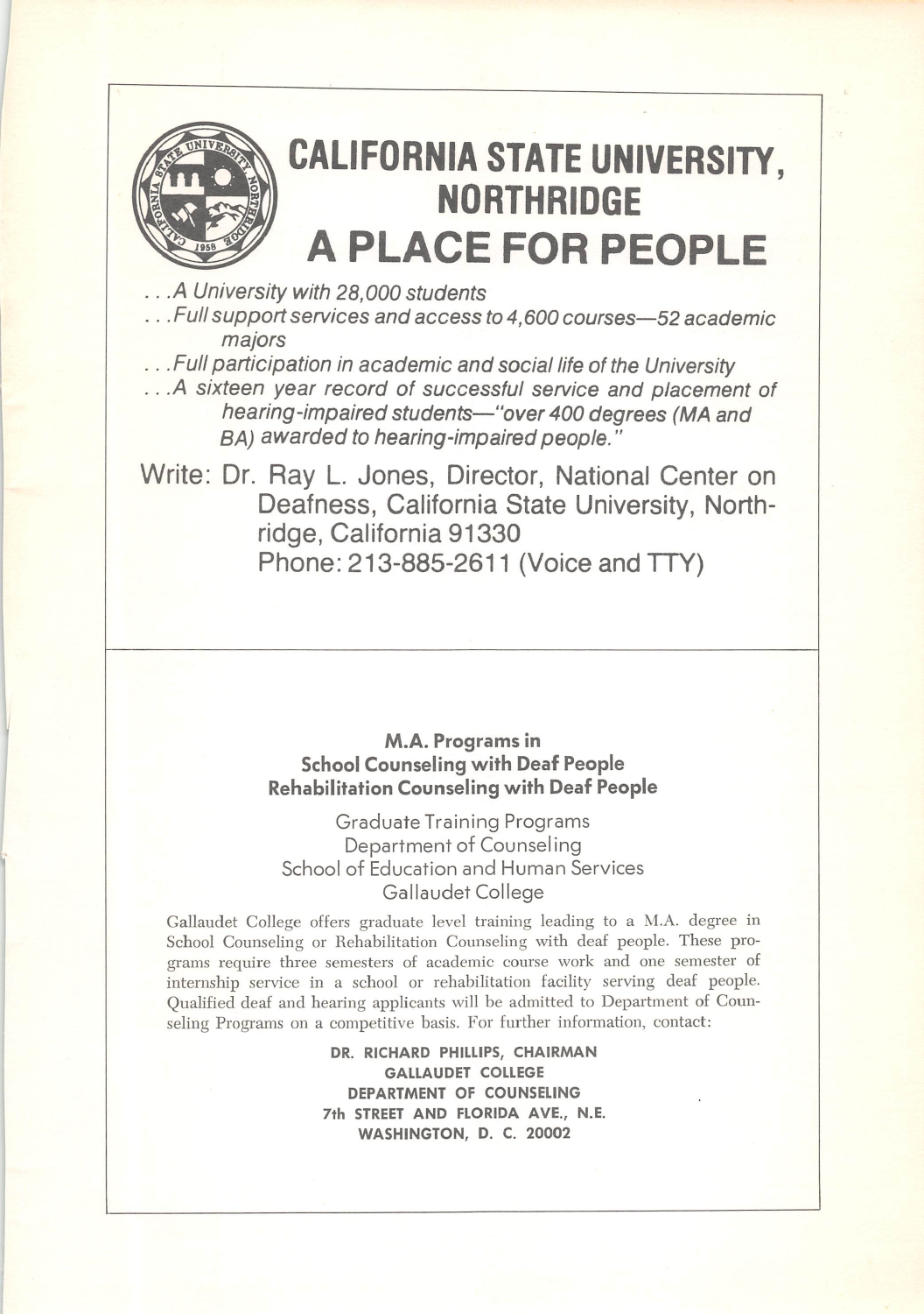# CALIFORNIA STATE UNIVERSITY, NORTHRIDGE
# A PLACE FOR PEOPLE

*. . .A University with 28,000 students*

*. . .Full support services and access to 4,600 courses—52 academic majors*

*. . .Full participation in academic and social life of the University*

*. . .A sixteen year record of successful service and placement of hearing-impaired students—"over 400 degrees (MA and BA) awarded to hearing-impaired people."*

Write: Dr. Ray L. Jones, Director, National Center on Deafness, California State University, Northridge, California 91330
Phone: 213-885-2611 (Voice and TTY)

---

**M.A. Programs in**
**School Counseling with Deaf People**
**Rehabilitation Counseling with Deaf People**

Graduate Training Programs
Department of Counseling
School of Education and Human Services
Gallaudet College

Gallaudet College offers graduate level training leading to a M.A. degree in School Counseling or Rehabilitation Counseling with deaf people. These programs require three semesters of academic course work and one semester of internship service in a school or rehabilitation facility serving deaf people. Qualified deaf and hearing applicants will be admitted to Department of Counseling Programs on a competitive basis. For further information, contact:

**DR. RICHARD PHILLIPS, CHAIRMAN**
**GALLAUDET COLLEGE**
**DEPARTMENT OF COUNSELING**
**7th STREET AND FLORIDA AVE., N.E.**
**WASHINGTON, D. C. 20002**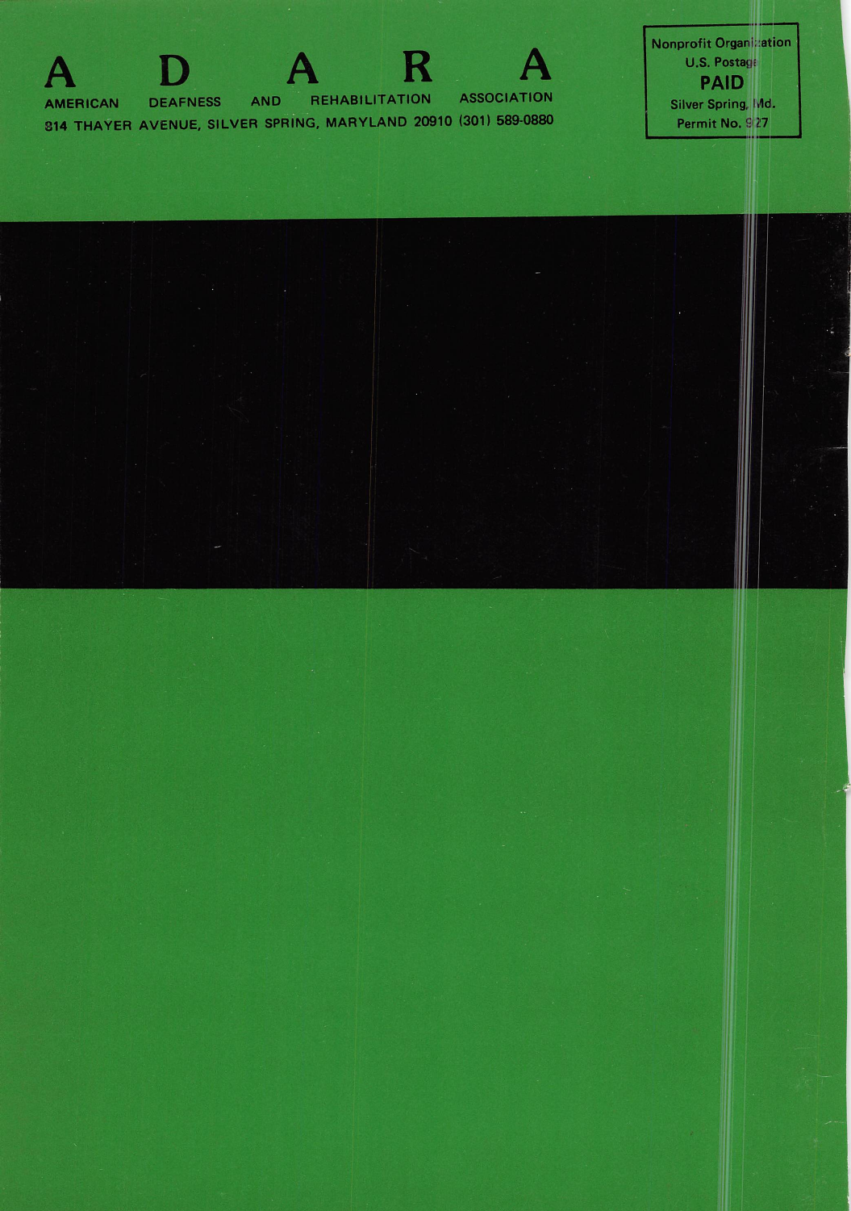# A D A R A

AMERICAN DEAFNESS AND REHABILITATION ASSOCIATION

814 THAYER AVENUE, SILVER SPRING, MARYLAND 20910 (301) 589-0880

Nonprofit Organization
U.S. Postage
**PAID**
Silver Spring, Md.
Permit No. 927